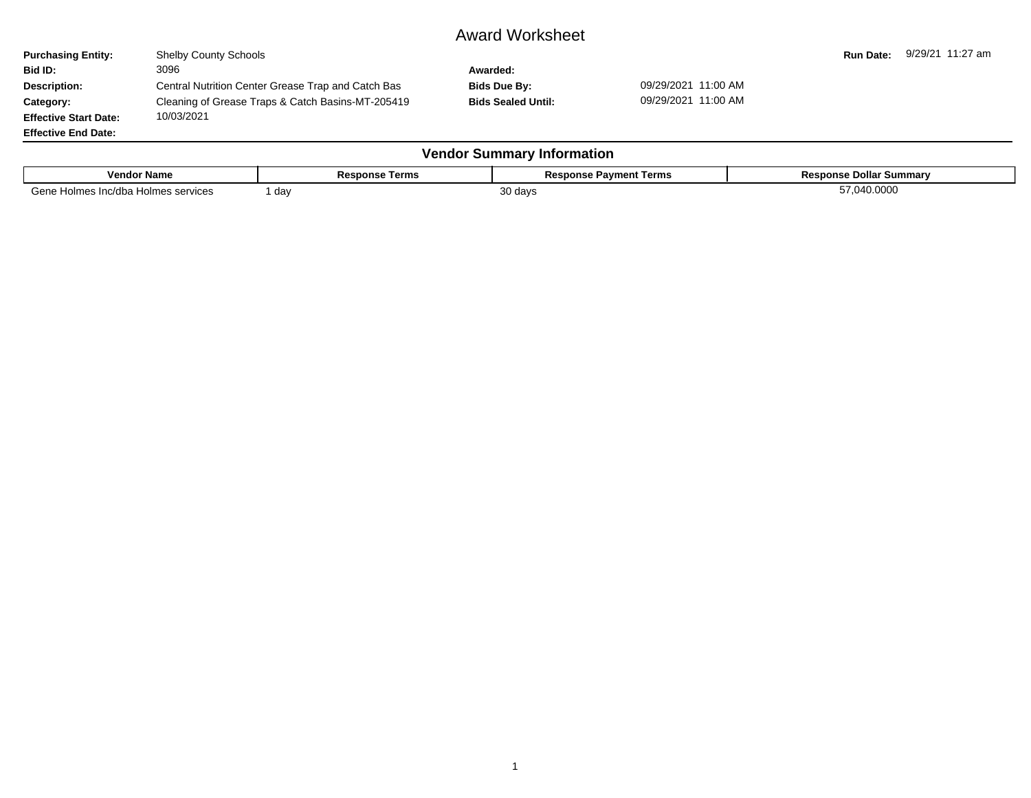# Award Worksheet

**Purchasing Entity:** Shelby County Schools
**Run Date:** 9/29/21 11:27 am

**Bid ID:** 3096
**Awarded:**

**Description:** Central Nutrition Center Grease Trap and Catch Bas
**Bids Due By:** 09/29/2021 11:00 AM

**Category:** Cleaning of Grease Traps & Catch Basins-MT-205419
**Bids Sealed Until:** 09/29/2021 11:00 AM

**Effective Start Date:** 10/03/2021

**Effective End Date:**

## Vendor Summary Information

| Vendor Name | Response Terms | Response Payment Terms | Response Dollar Summary |
|---|---|---|---|
| Gene Holmes Inc/dba Holmes services | 1 day | 30 days | 57,040.0000 |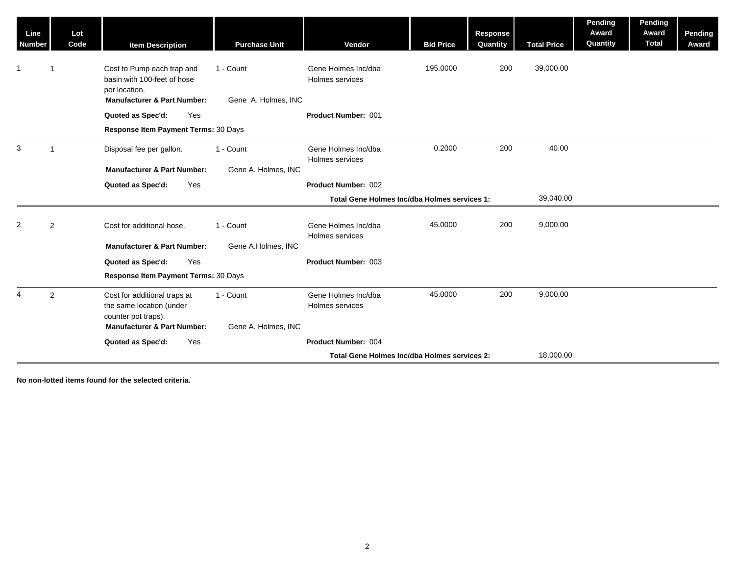| Line Number | Lot Code | Item Description | Purchase Unit | Vendor | Bid Price | Response Quantity | Total Price | Pending Award Quantity | Pending Award Total | Pending Award |
|---|---|---|---|---|---|---|---|---|---|---|
| 1 | 1 | Cost to Pump each trap and basin with 100-feet of hose per location. | 1 - Count | Gene Holmes Inc/dba Holmes services | 195.0000 | 200 | 39,000.00 | | | |
| | | **Manufacturer & Part Number:** | Gene A. Holmes, INC | | | | | | | |
| | | **Quoted as Spec'd:** Yes | | **Product Number:** 001 | | | | | | |
| | | **Response Item Payment Terms:** 30 Days | | | | | | | | |
| 3 | 1 | Disposal fee per gallon. | 1 - Count | Gene Holmes Inc/dba Holmes services | 0.2000 | 200 | 40.00 | | | |
| | | **Manufacturer & Part Number:** | Gene A. Holmes, INC | | | | | | | |
| | | **Quoted as Spec'd:** Yes | | **Product Number:** 002 | | | | | | |
| | | | | **Total Gene Holmes Inc/dba Holmes services 1:** | | | 39,040.00 | | | |
| 2 | 2 | Cost for additional hose. | 1 - Count | Gene Holmes Inc/dba Holmes services | 45.0000 | 200 | 9,000.00 | | | |
| | | **Manufacturer & Part Number:** | Gene A.Holmes, INC | | | | | | | |
| | | **Quoted as Spec'd:** Yes | | **Product Number:** 003 | | | | | | |
| | | **Response Item Payment Terms:** 30 Days | | | | | | | | |
| 4 | 2 | Cost for additional traps at the same location (under counter pot traps). | 1 - Count | Gene Holmes Inc/dba Holmes services | 45.0000 | 200 | 9,000.00 | | | |
| | | **Manufacturer & Part Number:** | Gene A. Holmes, INC | | | | | | | |
| | | **Quoted as Spec'd:** Yes | | **Product Number:** 004 | | | | | | |
| | | | | **Total Gene Holmes Inc/dba Holmes services 2:** | | | 18,000.00 | | | |

**No non-lotted items found for the selected criteria.**